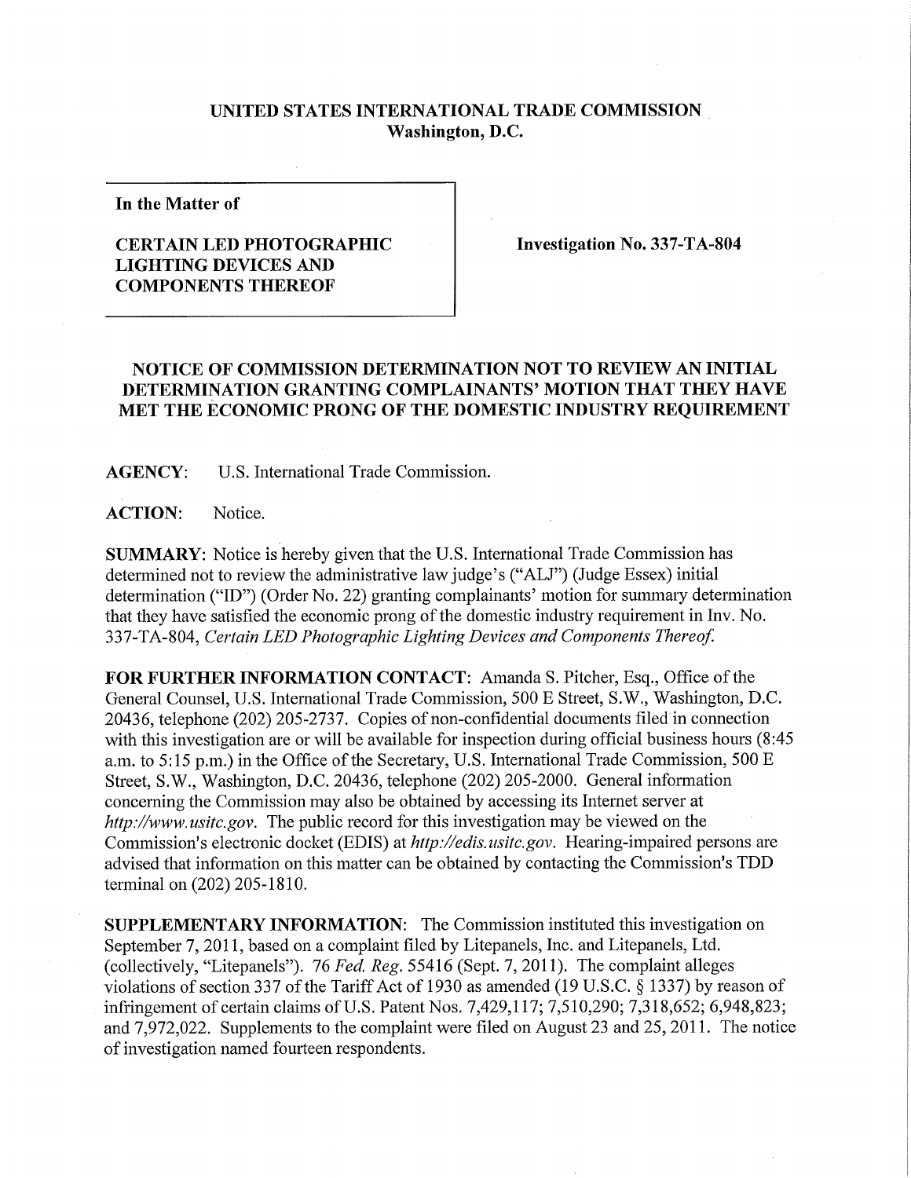**UNITED STATES INTERNATIONAL TRADE COMMISSION**
**Washington, D.C.**

**In the Matter of**

**CERTAIN LED PHOTOGRAPHIC LIGHTING DEVICES AND COMPONENTS THEREOF**

**Investigation No. 337-TA-804**

## NOTICE OF COMMISSION DETERMINATION NOT TO REVIEW AN INITIAL DETERMINATION GRANTING COMPLAINANTS' MOTION THAT THEY HAVE MET THE ECONOMIC PRONG OF THE DOMESTIC INDUSTRY REQUIREMENT

**AGENCY:** U.S. International Trade Commission.

**ACTION:** Notice.

**SUMMARY:** Notice is hereby given that the U.S. International Trade Commission has determined not to review the administrative law judge's ("ALJ") (Judge Essex) initial determination ("ID") (Order No. 22) granting complainants' motion for summary determination that they have satisfied the economic prong of the domestic industry requirement in Inv. No. 337-TA-804, *Certain LED Photographic Lighting Devices and Components Thereof.*

**FOR FURTHER INFORMATION CONTACT:** Amanda S. Pitcher, Esq., Office of the General Counsel, U.S. International Trade Commission, 500 E Street, S.W., Washington, D.C. 20436, telephone (202) 205-2737. Copies of non-confidential documents filed in connection with this investigation are or will be available for inspection during official business hours (8:45 a.m. to 5:15 p.m.) in the Office of the Secretary, U.S. International Trade Commission, 500 E Street, S.W., Washington, D.C. 20436, telephone (202) 205-2000. General information concerning the Commission may also be obtained by accessing its Internet server at *http://www.usitc.gov*. The public record for this investigation may be viewed on the Commission's electronic docket (EDIS) at *http://edis.usitc.gov*. Hearing-impaired persons are advised that information on this matter can be obtained by contacting the Commission's TDD terminal on (202) 205-1810.

**SUPPLEMENTARY INFORMATION:** The Commission instituted this investigation on September 7, 2011, based on a complaint filed by Litepanels, Inc. and Litepanels, Ltd. (collectively, "Litepanels"). 76 *Fed. Reg.* 55416 (Sept. 7, 2011). The complaint alleges violations of section 337 of the Tariff Act of 1930 as amended (19 U.S.C. § 1337) by reason of infringement of certain claims of U.S. Patent Nos. 7,429,117; 7,510,290; 7,318,652; 6,948,823; and 7,972,022. Supplements to the complaint were filed on August 23 and 25, 2011. The notice of investigation named fourteen respondents.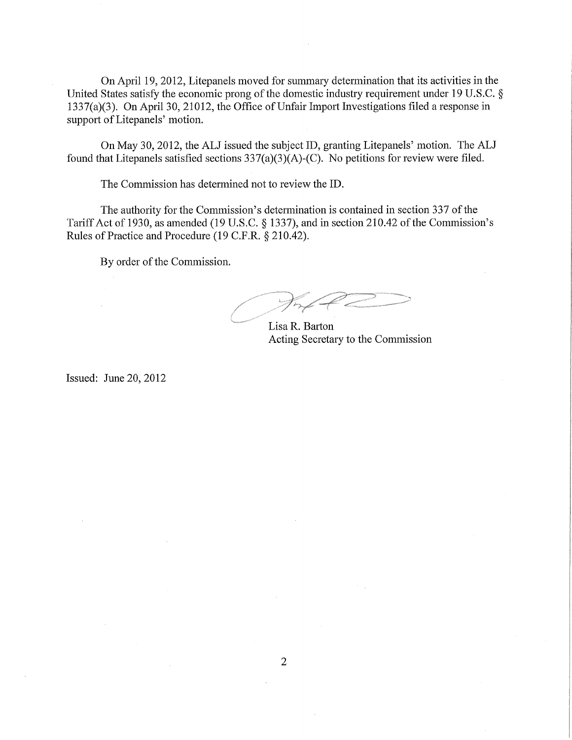On April 19, 2012, Litepanels moved for summary determination that its activities in the United States satisfy the economic prong of the domestic industry requirement under 19 U.S.C. § 1337(a)(3). On April 30, 21012, the Office of Unfair Import Investigations filed a response in support of Litepanels' motion.

On May 30, 2012, the ALJ issued the subject ID, granting Litepanels' motion. The ALJ found that Litepanels satisfied sections 337(a)(3)(A)-(C). No petitions for review were filed.

The Commission has determined not to review the ID.

The authority for the Commission's determination is contained in section 337 of the Tariff Act of 1930, as amended (19 U.S.C. § 1337), and in section 210.42 of the Commission's Rules of Practice and Procedure (19 C.F.R. § 210.42).

By order of the Commission.

Lisa R. Barton
Acting Secretary to the Commission

Issued: June 20, 2012